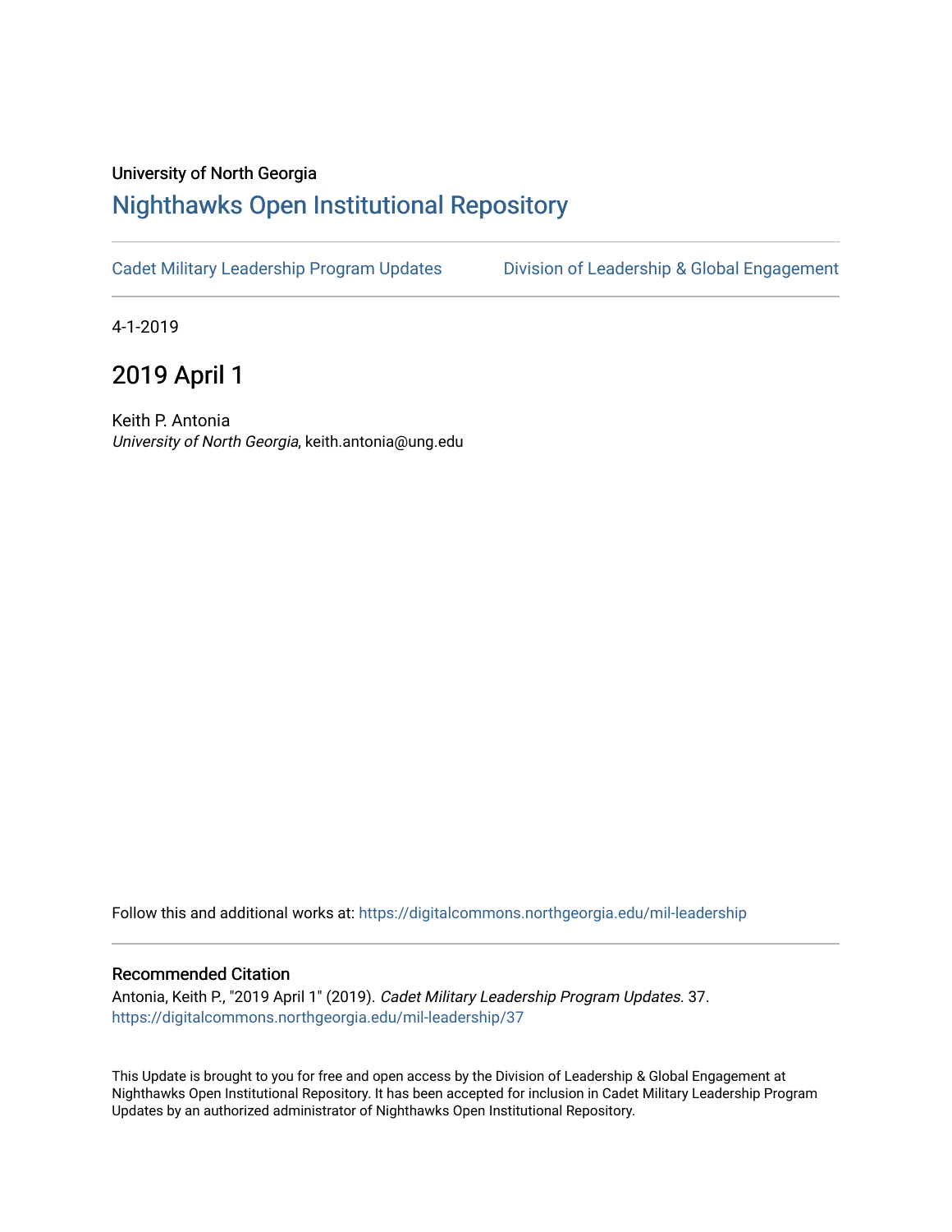University of North Georgia

# Nighthawks Open Institutional Repository

Cadet Military Leadership Program Updates | Division of Leadership & Global Engagement

4-1-2019

## 2019 April 1

Keith P. Antonia
*University of North Georgia*, keith.antonia@ung.edu

Follow this and additional works at: https://digitalcommons.northgeorgia.edu/mil-leadership

### Recommended Citation

Antonia, Keith P., "2019 April 1" (2019). *Cadet Military Leadership Program Updates*. 37.
https://digitalcommons.northgeorgia.edu/mil-leadership/37

This Update is brought to you for free and open access by the Division of Leadership & Global Engagement at Nighthawks Open Institutional Repository. It has been accepted for inclusion in Cadet Military Leadership Program Updates by an authorized administrator of Nighthawks Open Institutional Repository.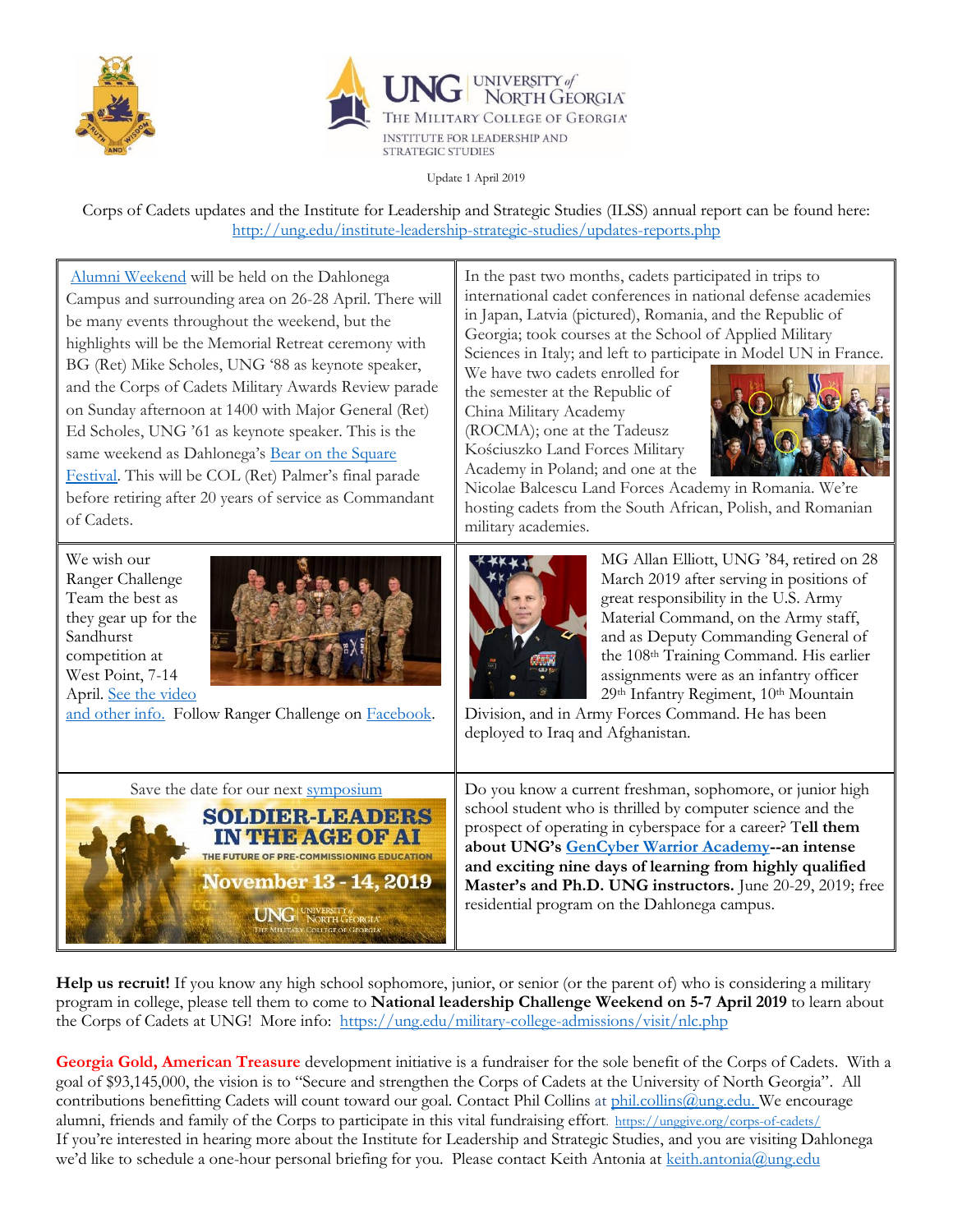UNG UNIVERSITY of NORTH GEORGIA
THE MILITARY COLLEGE OF GEORGIA
INSTITUTE FOR LEADERSHIP AND STRATEGIC STUDIES

Update 1 April 2019

Corps of Cadets updates and the Institute for Leadership and Strategic Studies (ILSS) annual report can be found here: http://ung.edu/institute-leadership-strategic-studies/updates-reports.php

Alumni Weekend will be held on the Dahlonega Campus and surrounding area on 26-28 April. There will be many events throughout the weekend, but the highlights will be the Memorial Retreat ceremony with BG (Ret) Mike Scholes, UNG '88 as keynote speaker, and the Corps of Cadets Military Awards Review parade on Sunday afternoon at 1400 with Major General (Ret) Ed Scholes, UNG '61 as keynote speaker. This is the same weekend as Dahlonega's Bear on the Square Festival. This will be COL (Ret) Palmer's final parade before retiring after 20 years of service as Commandant of Cadets.

In the past two months, cadets participated in trips to international cadet conferences in national defense academies in Japan, Latvia (pictured), Romania, and the Republic of Georgia; took courses at the School of Applied Military Sciences in Italy; and left to participate in Model UN in France. We have two cadets enrolled for the semester at the Republic of China Military Academy (ROCMA); one at the Tadeusz Kościuszko Land Forces Military Academy in Poland; and one at the Nicolae Balcescu Land Forces Academy in Romania. We're hosting cadets from the South African, Polish, and Romanian military academies.

We wish our Ranger Challenge Team the best as they gear up for the Sandhurst competition at West Point, 7-14 April. See the video and other info. Follow Ranger Challenge on Facebook.

MG Allan Elliott, UNG '84, retired on 28 March 2019 after serving in positions of great responsibility in the U.S. Army Material Command, on the Army staff, and as Deputy Commanding General of the 108th Training Command. His earlier assignments were as an infantry officer 29th Infantry Regiment, 10th Mountain Division, and in Army Forces Command. He has been deployed to Iraq and Afghanistan.

Save the date for our next symposium

SOLDIER-LEADERS IN THE AGE OF AI
THE FUTURE OF PRE-COMMISSIONING EDUCATION
November 13 - 14, 2019

Do you know a current freshman, sophomore, or junior high school student who is thrilled by computer science and the prospect of operating in cyberspace for a career? **Tell them about UNG's GenCyber Warrior Academy--an intense and exciting nine days of learning from highly qualified Master's and Ph.D. UNG instructors.** June 20-29, 2019; free residential program on the Dahlonega campus.

**Help us recruit!** If you know any high school sophomore, junior, or senior (or the parent of) who is considering a military program in college, please tell them to come to **National leadership Challenge Weekend on 5-7 April 2019** to learn about the Corps of Cadets at UNG! More info: https://ung.edu/military-college-admissions/visit/nlc.php

**Georgia Gold, American Treasure** development initiative is a fundraiser for the sole benefit of the Corps of Cadets. With a goal of $93,145,000, the vision is to "Secure and strengthen the Corps of Cadets at the University of North Georgia". All contributions benefitting Cadets will count toward our goal. Contact Phil Collins at phil.collins@ung.edu. We encourage alumni, friends and family of the Corps to participate in this vital fundraising effort. https://unggive.org/corps-of-cadets/

If you're interested in hearing more about the Institute for Leadership and Strategic Studies, and you are visiting Dahlonega we'd like to schedule a one-hour personal briefing for you. Please contact Keith Antonia at keith.antonia@ung.edu